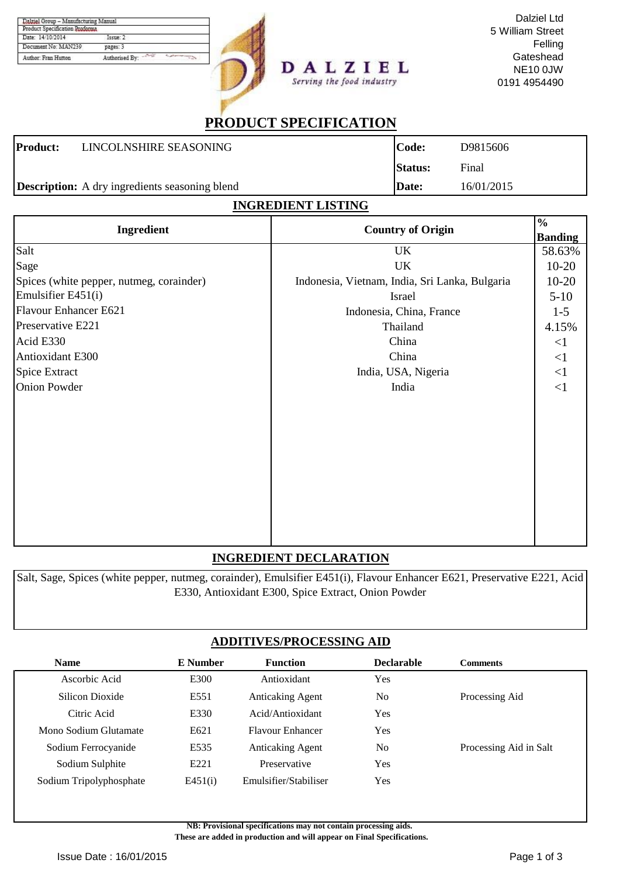| Dalziel Group – Manufacturing Manual | |
|---|---|
| Product Specification Proforma | |
| Date: 14/10/2014 | Issue: 2 |
| Document No: MAN239 | pages: 3 |
| Author: Fran Hutton | Authorised By: |

**DALZIEL**
*Serving the food industry*

Dalziel Ltd
5 William Street
Felling
Gateshead
NE10 0JW
0191 4954490

# PRODUCT SPECIFICATION

| **Product:** LINCOLNSHIRE SEASONING | **Code:** D9815606 |
|---|---|
| | **Status:** Final |
| **Description:** A dry ingredients seasoning blend | **Date:** 16/01/2015 |

## INGREDIENT LISTING

| Ingredient | Country of Origin | % Banding |
|---|---|---|
| Salt | UK | 58.63% |
| Sage | UK | 10-20 |
| Spices (white pepper, nutmeg, corainder) | Indonesia, Vietnam, India, Sri Lanka, Bulgaria | 10-20 |
| Emulsifier E451(i) | Israel | 5-10 |
| Flavour Enhancer E621 | Indonesia, China, France | 1-5 |
| Preservative E221 | Thailand | 4.15% |
| Acid E330 | China | <1 |
| Antioxidant E300 | China | <1 |
| Spice Extract | India, USA, Nigeria | <1 |
| Onion Powder | India | <1 |

## INGREDIENT DECLARATION

Salt, Sage, Spices (white pepper, nutmeg, corainder), Emulsifier E451(i), Flavour Enhancer E621, Preservative E221, Acid E330, Antioxidant E300, Spice Extract, Onion Powder

## ADDITIVES/PROCESSING AID

| Name | E Number | Function | Declarable | Comments |
|---|---|---|---|---|
| Ascorbic Acid | E300 | Antioxidant | Yes | |
| Silicon Dioxide | E551 | Anticaking Agent | No | Processing Aid |
| Citric Acid | E330 | Acid/Antioxidant | Yes | |
| Mono Sodium Glutamate | E621 | Flavour Enhancer | Yes | |
| Sodium Ferrocyanide | E535 | Anticaking Agent | No | Processing Aid in Salt |
| Sodium Sulphite | E221 | Preservative | Yes | |
| Sodium Tripolyphosphate | E451(i) | Emulsifier/Stabiliser | Yes | |

**NB: Provisional specifications may not contain processing aids.**
**These are added in production and will appear on Final Specifications.**

Issue Date : 16/01/2015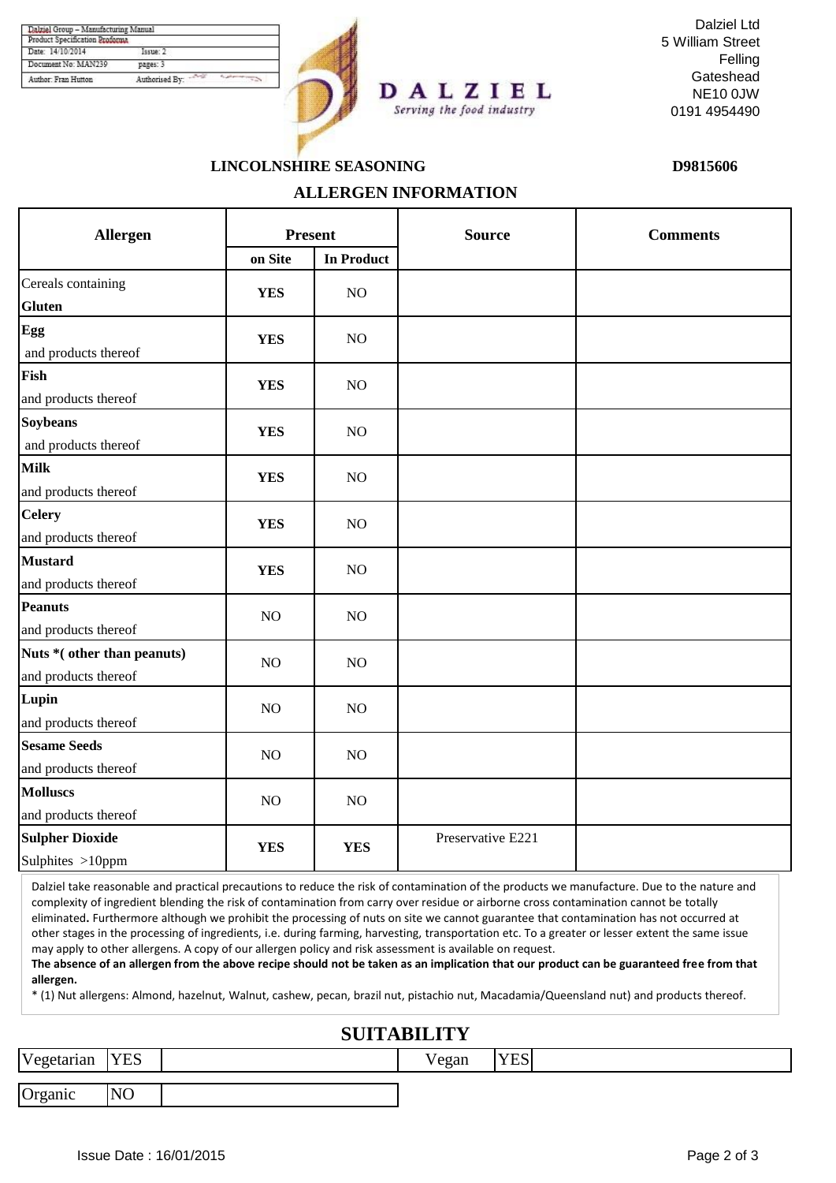| Dalziel Group – Manufacturing Manual | |
|---|---|
| Product Specification Proforma | |
| Date: 14/10/2014 | Issue: 2 |
| Document No: MAN239 | pages: 3 |
| Author: Fran Hutton | Authorised By: |

**DALZIEL**
*Serving the food industry*

Dalziel Ltd
5 William Street
Felling
Gateshead
NE10 0JW
0191 4954490

**LINCOLNSHIRE SEASONING** **D9815606**

## ALLERGEN INFORMATION

| Allergen | Present | | Source | Comments |
|---|---|---|---|---|
| | on Site | In Product | | |
| Cereals containing **Gluten** | **YES** | NO | | |
| **Egg** and products thereof | **YES** | NO | | |
| **Fish** and products thereof | **YES** | NO | | |
| **Soybeans** and products thereof | **YES** | NO | | |
| **Milk** and products thereof | **YES** | NO | | |
| **Celery** and products thereof | **YES** | NO | | |
| **Mustard** and products thereof | **YES** | NO | | |
| **Peanuts** and products thereof | NO | NO | | |
| **Nuts *( other than peanuts)** and products thereof | NO | NO | | |
| **Lupin** and products thereof | NO | NO | | |
| **Sesame Seeds** and products thereof | NO | NO | | |
| **Molluscs** and products thereof | NO | NO | | |
| **Sulpher Dioxide** Sulphites >10ppm | **YES** | **YES** | Preservative E221 | |

Dalziel take reasonable and practical precautions to reduce the risk of contamination of the products we manufacture. Due to the nature and complexity of ingredient blending the risk of contamination from carry over residue or airborne cross contamination cannot be totally eliminated**.** Furthermore although we prohibit the processing of nuts on site we cannot guarantee that contamination has not occurred at other stages in the processing of ingredients, i.e. during farming, harvesting, transportation etc. To a greater or lesser extent the same issue may apply to other allergens. A copy of our allergen policy and risk assessment is available on request.
**The absence of an allergen from the above recipe should not be taken as an implication that our product can be guaranteed free from that allergen.**
* (1) Nut allergens: Almond, hazelnut, Walnut, cashew, pecan, brazil nut, pistachio nut, Macadamia/Queensland nut) and products thereof.

## SUITABILITY

| Vegetarian | YES | | Vegan | YES | |
|---|---|---|---|---|---|
| Organic | NO | | | | |

Issue Date : 16/01/2015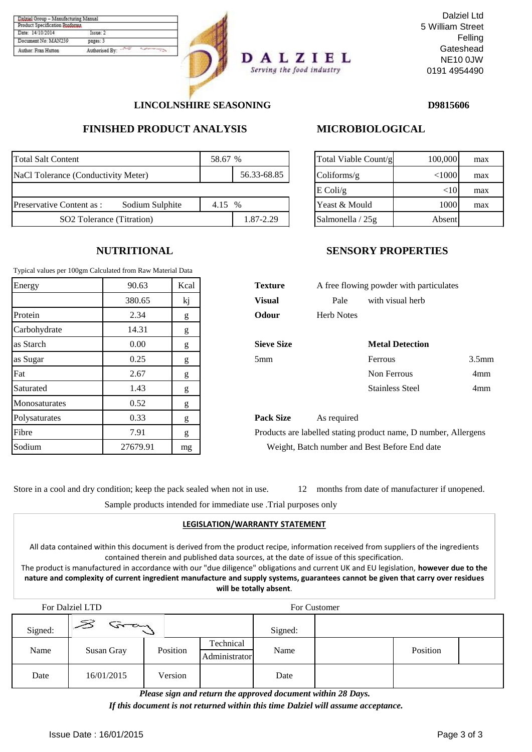| | |
|---|---|
| Dalziel Group – Manufacturing Manual | |
| Product Specification Proforma | |
| Date: 14/10/2014 | Issue: 2 |
| Document No: MAN239 | pages: 3 |
| Author: Fran Hutton | Authorised By: |

DALZIEL
*Serving the food industry*

Dalziel Ltd
5 William Street
Felling
Gateshead
NE10 0JW
0191 4954490

**LINCOLNSHIRE SEASONING** **D9815606**

## FINISHED PRODUCT ANALYSIS

| | | |
|---|---|---|
| Total Salt Content | 58.67 % | |
| NaCl Tolerance (Conductivity Meter) | | 56.33-68.85 |
| | | |
| Preservative Content as : Sodium Sulphite | 4.15 % | |
| SO2 Tolerance (Titration) | | 1.87-2.29 |

## MICROBIOLOGICAL

| | | |
|---|---|---|
| Total Viable Count/g | 100,000 | max |
| Coliforms/g | <1000 | max |
| E Coli/g | <10 | max |
| Yeast & Mould | 1000 | max |
| Salmonella / 25g | Absent | |

## NUTRITIONAL

Typical values per 100gm Calculated from Raw Material Data

| | | |
|---|---|---|
| Energy | 90.63 | Kcal |
| | 380.65 | kj |
| Protein | 2.34 | g |
| Carbohydrate | 14.31 | g |
| as Starch | 0.00 | g |
| as Sugar | 0.25 | g |
| Fat | 2.67 | g |
| Saturated | 1.43 | g |
| Monosaturates | 0.52 | g |
| Polysaturates | 0.33 | g |
| Fibre | 7.91 | g |
| Sodium | 27679.91 | mg |

## SENSORY PROPERTIES

**Texture** A free flowing powder with particulates

**Visual** Pale with visual herb

**Odour** Herb Notes

**Sieve Size**
5mm

**Metal Detection**

| | |
|---|---|
| Ferrous | 3.5mm |
| Non Ferrous | 4mm |
| Stainless Steel | 4mm |

**Pack Size** As required

Products are labelled stating product name, D number, Allergens Weight, Batch number and Best Before End date

Store in a cool and dry condition; keep the pack sealed when not in use. 12 months from date of manufacturer if unopened.

Sample products intended for immediate use .Trial purposes only

**LEGISLATION/WARRANTY STATEMENT**

All data contained within this document is derived from the product recipe, information received from suppliers of the ingredients contained therein and published data sources, at the date of issue of this specification.
The product is manufactured in accordance with our "due diligence" obligations and current UK and EU legislation, **however due to the nature and complexity of current ingredient manufacture and supply systems, guarantees cannot be given that carry over residues will be totally absent**.

| For Dalziel LTD | | | | For Customer | | | |
|---|---|---|---|---|---|---|---|
| Signed: | S Gray | | | Signed: | | | |
| Name | Susan Gray | Position | Technical Administrator | Name | | Position | |
| Date | 16/01/2015 | Version | | Date | | | |

***Please sign and return the approved document within 28 Days.***
***If this document is not returned within this time Dalziel will assume acceptance.***

Issue Date : 16/01/2015